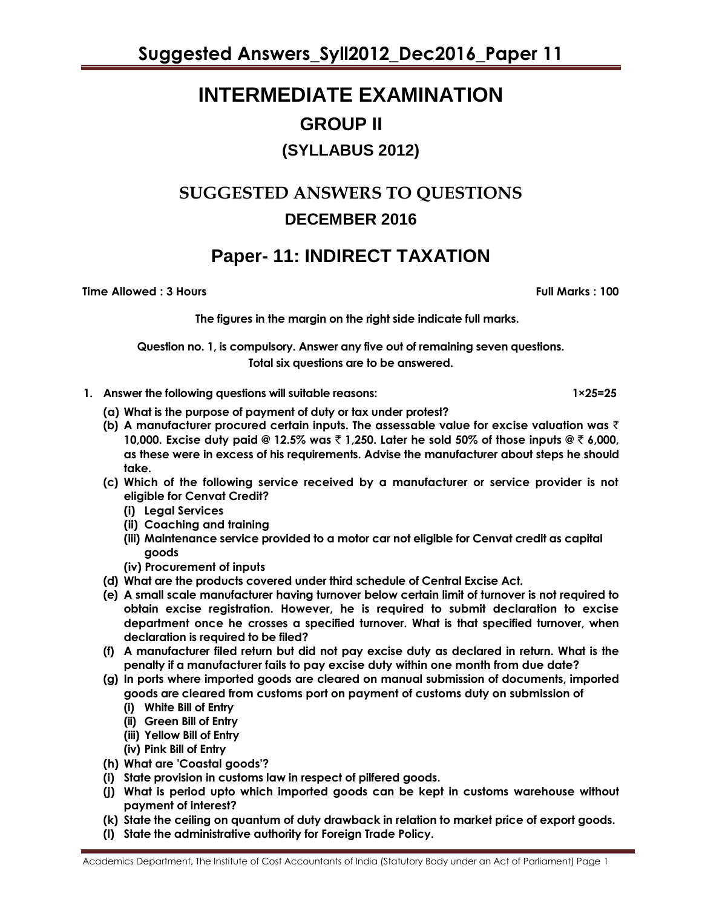# INTERMEDIATE EXAMINATION

## GROUP II

### (SYLLABUS 2012)

## SUGGESTED ANSWERS TO QUESTIONS

### DECEMBER 2016

## Paper- 11: INDIRECT TAXATION

**Time Allowed : 3 Hours** **Full Marks : 100**

**The figures in the margin on the right side indicate full marks.**

**Question no. 1, is compulsory. Answer any five out of remaining seven questions. Total six questions are to be answered.**

**1. Answer the following questions will suitable reasons: 1×25=25**

**(a) What is the purpose of payment of duty or tax under protest?**

**(b) A manufacturer procured certain inputs. The assessable value for excise valuation was ₹ 10,000. Excise duty paid @ 12.5% was ₹ 1,250. Later he sold 50% of those inputs @ ₹ 6,000, as these were in excess of his requirements. Advise the manufacturer about steps he should take.**

**(c) Which of the following service received by a manufacturer or service provider is not eligible for Cenvat Credit?**

- **(i) Legal Services**
- **(ii) Coaching and training**
- **(iii) Maintenance service provided to a motor car not eligible for Cenvat credit as capital goods**
- **(iv) Procurement of inputs**

**(d) What are the products covered under third schedule of Central Excise Act.**

**(e) A small scale manufacturer having turnover below certain limit of turnover is not required to obtain excise registration. However, he is required to submit declaration to excise department once he crosses a specified turnover. What is that specified turnover, when declaration is required to be filed?**

**(f) A manufacturer filed return but did not pay excise duty as declared in return. What is the penalty if a manufacturer fails to pay excise duty within one month from due date?**

**(g) In ports where imported goods are cleared on manual submission of documents, imported goods are cleared from customs port on payment of customs duty on submission of**

- **(i) White Bill of Entry**
- **(ii) Green Bill of Entry**
- **(iii) Yellow Bill of Entry**
- **(iv) Pink Bill of Entry**

**(h) What are 'Coastal goods'?**

**(i) State provision in customs law in respect of pilfered goods.**

**(j) What is period upto which imported goods can be kept in customs warehouse without payment of interest?**

**(k) State the ceiling on quantum of duty drawback in relation to market price of export goods.**

**(l) State the administrative authority for Foreign Trade Policy.**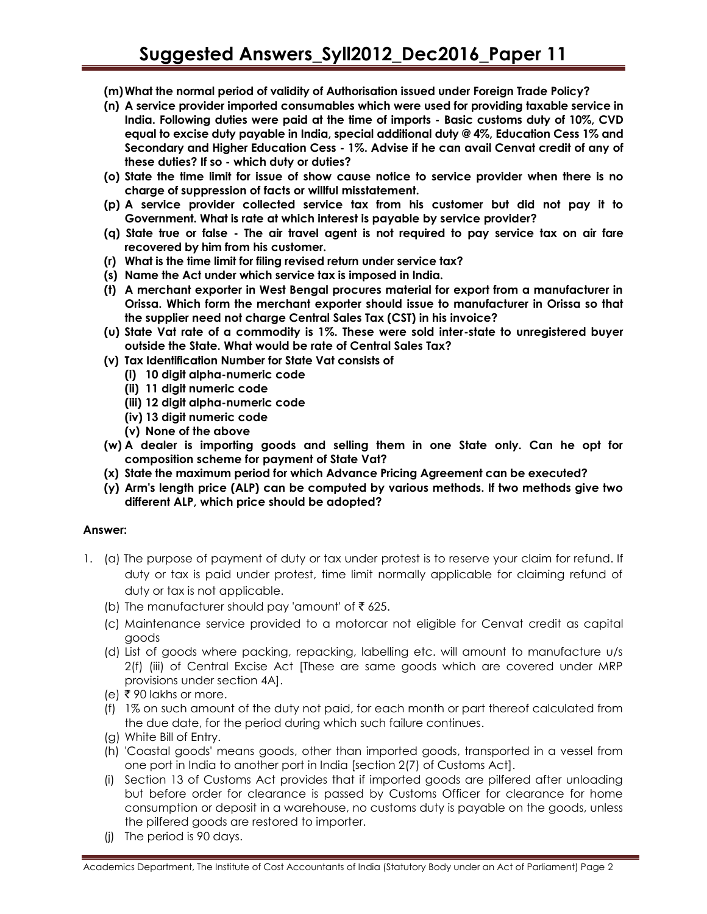**(m) What the normal period of validity of Authorisation issued under Foreign Trade Policy?**

**(n) A service provider imported consumables which were used for providing taxable service in India. Following duties were paid at the time of imports - Basic customs duty of 10%, CVD equal to excise duty payable in India, special additional duty @ 4%, Education Cess 1% and Secondary and Higher Education Cess - 1%. Advise if he can avail Cenvat credit of any of these duties? If so - which duty or duties?**

**(o) State the time limit for issue of show cause notice to service provider when there is no charge of suppression of facts or willful misstatement.**

**(p) A service provider collected service tax from his customer but did not pay it to Government. What is rate at which interest is payable by service provider?**

**(q) State true or false - The air travel agent is not required to pay service tax on air fare recovered by him from his customer.**

**(r) What is the time limit for filing revised return under service tax?**

**(s) Name the Act under which service tax is imposed in India.**

**(t) A merchant exporter in West Bengal procures material for export from a manufacturer in Orissa. Which form the merchant exporter should issue to manufacturer in Orissa so that the supplier need not charge Central Sales Tax (CST) in his invoice?**

**(u) State Vat rate of a commodity is 1%. These were sold inter-state to unregistered buyer outside the State. What would be rate of Central Sales Tax?**

**(v) Tax Identification Number for State Vat consists of**

**(i) 10 digit alpha-numeric code**

**(ii) 11 digit numeric code**

**(iii) 12 digit alpha-numeric code**

**(iv) 13 digit numeric code**

**(v) None of the above**

**(w) A dealer is importing goods and selling them in one State only. Can he opt for composition scheme for payment of State Vat?**

**(x) State the maximum period for which Advance Pricing Agreement can be executed?**

**(y) Arm's length price (ALP) can be computed by various methods. If two methods give two different ALP, which price should be adopted?**

**Answer:**

1. (a) The purpose of payment of duty or tax under protest is to reserve your claim for refund. If duty or tax is paid under protest, time limit normally applicable for claiming refund of duty or tax is not applicable.

(b) The manufacturer should pay 'amount' of ₹ 625.

(c) Maintenance service provided to a motorcar not eligible for Cenvat credit as capital goods

(d) List of goods where packing, repacking, labelling etc. will amount to manufacture u/s 2(f) (iii) of Central Excise Act [These are same goods which are covered under MRP provisions under section 4A].

(e) ₹ 90 lakhs or more.

(f) 1% on such amount of the duty not paid, for each month or part thereof calculated from the due date, for the period during which such failure continues.

(g) White Bill of Entry.

(h) 'Coastal goods' means goods, other than imported goods, transported in a vessel from one port in India to another port in India [section 2(7) of Customs Act].

(i) Section 13 of Customs Act provides that if imported goods are pilfered after unloading but before order for clearance is passed by Customs Officer for clearance for home consumption or deposit in a warehouse, no customs duty is payable on the goods, unless the pilfered goods are restored to importer.

(j) The period is 90 days.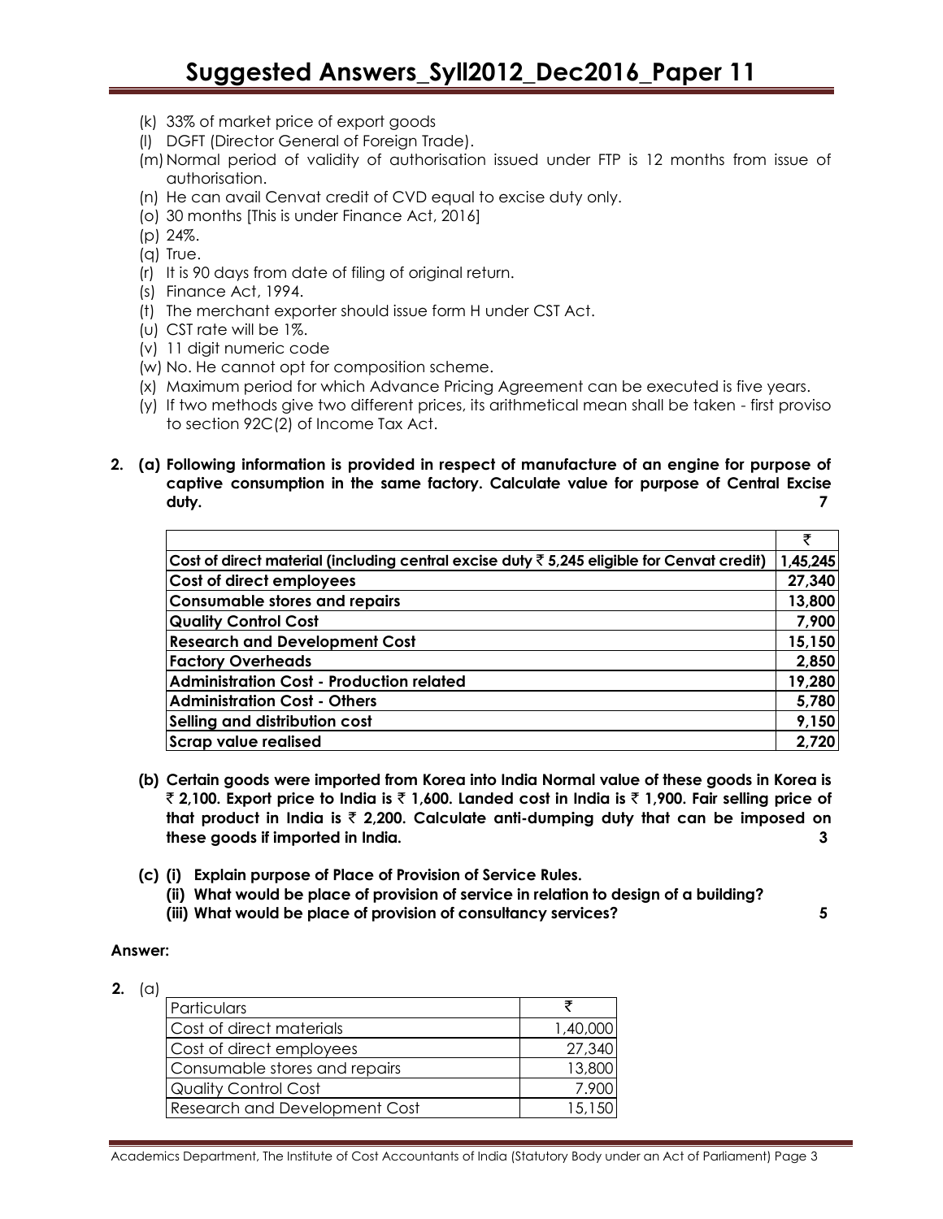(k) 33% of market price of export goods

(l) DGFT (Director General of Foreign Trade).

(m) Normal period of validity of authorisation issued under FTP is 12 months from issue of authorisation.

(n) He can avail Cenvat credit of CVD equal to excise duty only.

(o) 30 months [This is under Finance Act, 2016]

(p) 24%.

(q) True.

(r) It is 90 days from date of filing of original return.

(s) Finance Act, 1994.

(t) The merchant exporter should issue form H under CST Act.

(u) CST rate will be 1%.

(v) 11 digit numeric code

(w) No. He cannot opt for composition scheme.

(x) Maximum period for which Advance Pricing Agreement can be executed is five years.

(y) If two methods give two different prices, its arithmetical mean shall be taken - first proviso to section 92C(2) of Income Tax Act.

**2. (a) Following information is provided in respect of manufacture of an engine for purpose of captive consumption in the same factory. Calculate value for purpose of Central Excise duty. 7**

| | ₹ |
|---|---|
| **Cost of direct material (including central excise duty ₹ 5,245 eligible for Cenvat credit)** | **1,45,245** |
| **Cost of direct employees** | **27,340** |
| **Consumable stores and repairs** | **13,800** |
| **Quality Control Cost** | **7,900** |
| **Research and Development Cost** | **15,150** |
| **Factory Overheads** | **2,850** |
| **Administration Cost - Production related** | **19,280** |
| **Administration Cost - Others** | **5,780** |
| **Selling and distribution cost** | **9,150** |
| **Scrap value realised** | **2,720** |

**(b) Certain goods were imported from Korea into India Normal value of these goods in Korea is ₹ 2,100. Export price to India is ₹ 1,600. Landed cost in India is ₹ 1,900. Fair selling price of that product in India is ₹ 2,200. Calculate anti-dumping duty that can be imposed on these goods if imported in India. 3**

**(c) (i) Explain purpose of Place of Provision of Service Rules.**

**(ii) What would be place of provision of service in relation to design of a building?**

**(iii) What would be place of provision of consultancy services? 5**

**Answer:**

**2.** (a)

| Particulars | ₹ |
|---|---|
| Cost of direct materials | 1,40,000 |
| Cost of direct employees | 27,340 |
| Consumable stores and repairs | 13,800 |
| Quality Control Cost | 7,900 |
| Research and Development Cost | 15,150 |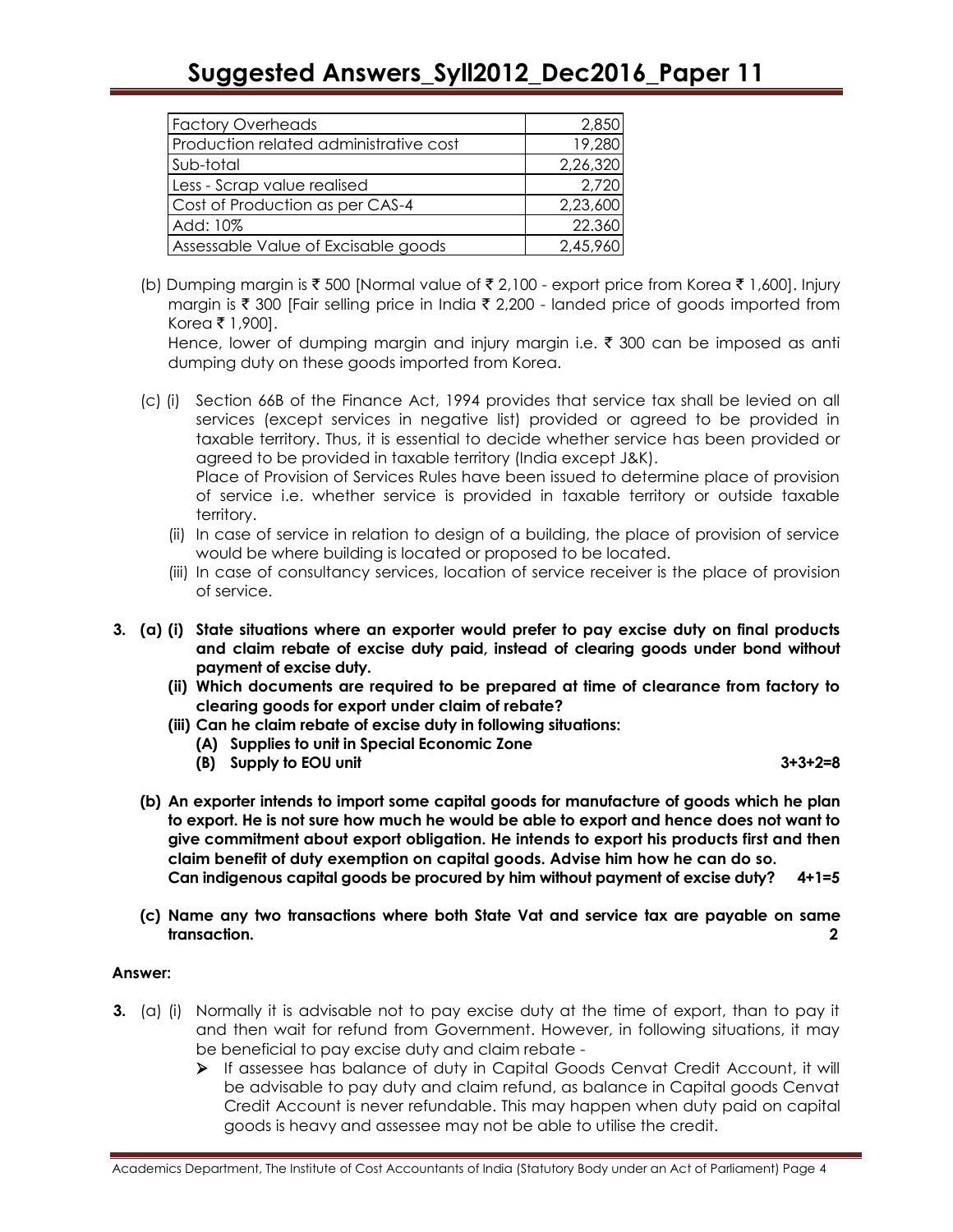| Factory Overheads | 2,850 |
|---|---|
| Production related administrative cost | 19,280 |
| Sub-total | 2,26,320 |
| Less - Scrap value realised | 2,720 |
| Cost of Production as per CAS-4 | 2,23,600 |
| Add: 10% | 22.360 |
| Assessable Value of Excisable goods | 2,45,960 |

(b) Dumping margin is ₹ 500 [Normal value of ₹ 2,100 - export price from Korea ₹ 1,600]. Injury margin is ₹ 300 [Fair selling price in India ₹ 2,200 - landed price of goods imported from Korea ₹ 1,900].

Hence, lower of dumping margin and injury margin i.e. ₹ 300 can be imposed as anti dumping duty on these goods imported from Korea.

(c) (i) Section 66B of the Finance Act, 1994 provides that service tax shall be levied on all services (except services in negative list) provided or agreed to be provided in taxable territory. Thus, it is essential to decide whether service has been provided or agreed to be provided in taxable territory (India except J&K).

Place of Provision of Services Rules have been issued to determine place of provision of service i.e. whether service is provided in taxable territory or outside taxable territory.

(ii) In case of service in relation to design of a building, the place of provision of service would be where building is located or proposed to be located.

(iii) In case of consultancy services, location of service receiver is the place of provision of service.

**3. (a) (i) State situations where an exporter would prefer to pay excise duty on final products and claim rebate of excise duty paid, instead of clearing goods under bond without payment of excise duty.**

**(ii) Which documents are required to be prepared at time of clearance from factory to clearing goods for export under claim of rebate?**

**(iii) Can he claim rebate of excise duty in following situations:**

**(A) Supplies to unit in Special Economic Zone**

**(B) Supply to EOU unit** **3+3+2=8**

**(b) An exporter intends to import some capital goods for manufacture of goods which he plan to export. He is not sure how much he would be able to export and hence does not want to give commitment about export obligation. He intends to export his products first and then claim benefit of duty exemption on capital goods. Advise him how he can do so. Can indigenous capital goods be procured by him without payment of excise duty?** **4+1=5**

**(c) Name any two transactions where both State Vat and service tax are payable on same transaction.** **2**

**Answer:**

**3.** (a) (i) Normally it is advisable not to pay excise duty at the time of export, than to pay it and then wait for refund from Government. However, in following situations, it may be beneficial to pay excise duty and claim rebate -

- If assessee has balance of duty in Capital Goods Cenvat Credit Account, it will be advisable to pay duty and claim refund, as balance in Capital goods Cenvat Credit Account is never refundable. This may happen when duty paid on capital goods is heavy and assessee may not be able to utilise the credit.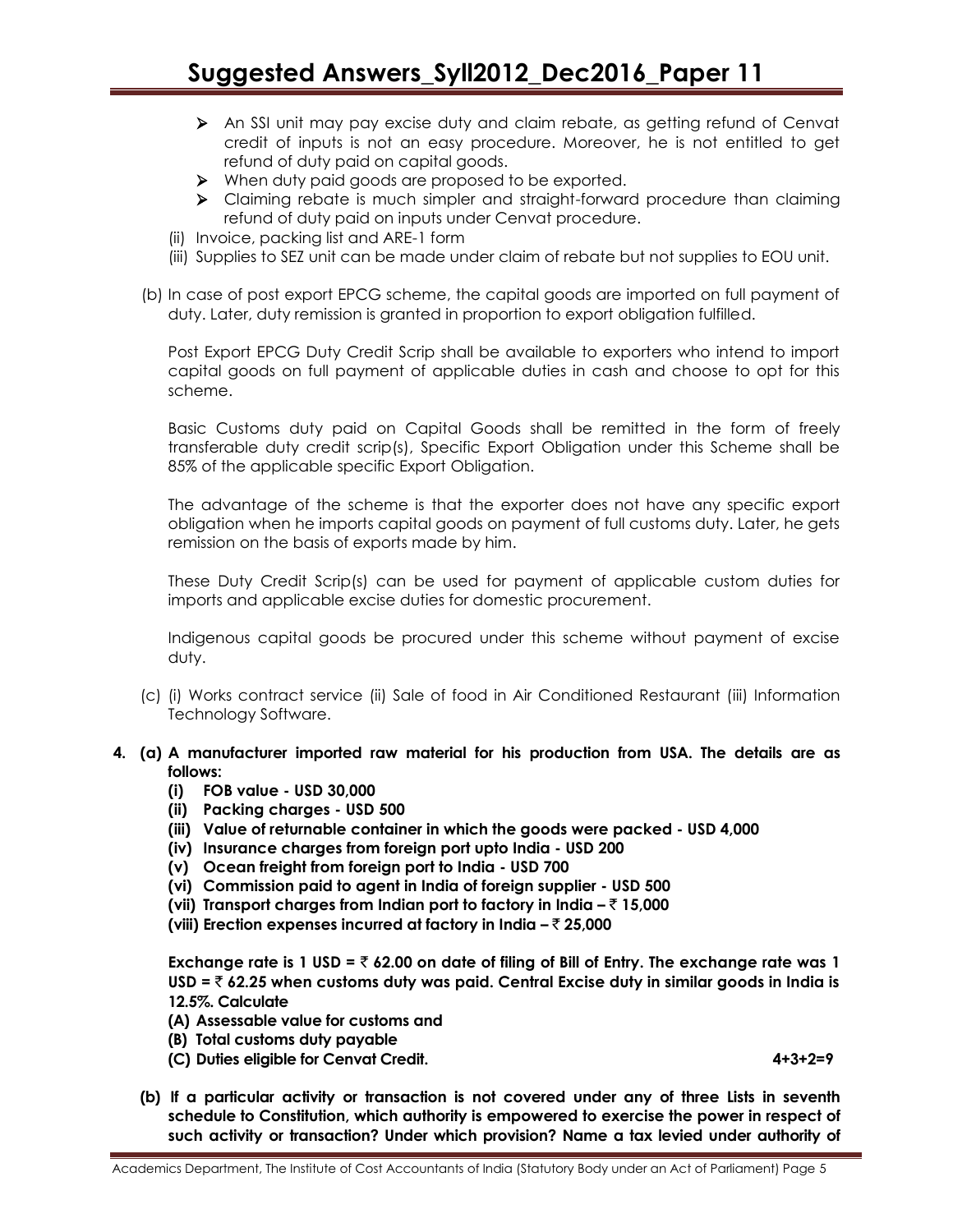- An SSI unit may pay excise duty and claim rebate, as getting refund of Cenvat credit of inputs is not an easy procedure. Moreover, he is not entitled to get refund of duty paid on capital goods.
- When duty paid goods are proposed to be exported.
- Claiming rebate is much simpler and straight-forward procedure than claiming refund of duty paid on inputs under Cenvat procedure.

(ii) Invoice, packing list and ARE-1 form

(iii) Supplies to SEZ unit can be made under claim of rebate but not supplies to EOU unit.

(b) In case of post export EPCG scheme, the capital goods are imported on full payment of duty. Later, duty remission is granted in proportion to export obligation fulfilled.

Post Export EPCG Duty Credit Scrip shall be available to exporters who intend to import capital goods on full payment of applicable duties in cash and choose to opt for this scheme.

Basic Customs duty paid on Capital Goods shall be remitted in the form of freely transferable duty credit scrip(s), Specific Export Obligation under this Scheme shall be 85% of the applicable specific Export Obligation.

The advantage of the scheme is that the exporter does not have any specific export obligation when he imports capital goods on payment of full customs duty. Later, he gets remission on the basis of exports made by him.

These Duty Credit Scrip(s) can be used for payment of applicable custom duties for imports and applicable excise duties for domestic procurement.

Indigenous capital goods be procured under this scheme without payment of excise duty.

(c) (i) Works contract service (ii) Sale of food in Air Conditioned Restaurant (iii) Information Technology Software.

**4. (a) A manufacturer imported raw material for his production from USA. The details are as follows:**

**(i) FOB value - USD 30,000**

**(ii) Packing charges - USD 500**

**(iii) Value of returnable container in which the goods were packed - USD 4,000**

**(iv) Insurance charges from foreign port upto India - USD 200**

**(v) Ocean freight from foreign port to India - USD 700**

**(vi) Commission paid to agent in India of foreign supplier - USD 500**

**(vii) Transport charges from Indian port to factory in India – ₹ 15,000**

**(viii) Erection expenses incurred at factory in India – ₹ 25,000**

**Exchange rate is 1 USD = ₹ 62.00 on date of filing of Bill of Entry. The exchange rate was 1 USD = ₹ 62.25 when customs duty was paid. Central Excise duty in similar goods in India is 12.5%. Calculate**

**(A) Assessable value for customs and**

**(B) Total customs duty payable**

**(C) Duties eligible for Cenvat Credit.** **4+3+2=9**

**(b) If a particular activity or transaction is not covered under any of three Lists in seventh schedule to Constitution, which authority is empowered to exercise the power in respect of such activity or transaction? Under which provision? Name a tax levied under authority of**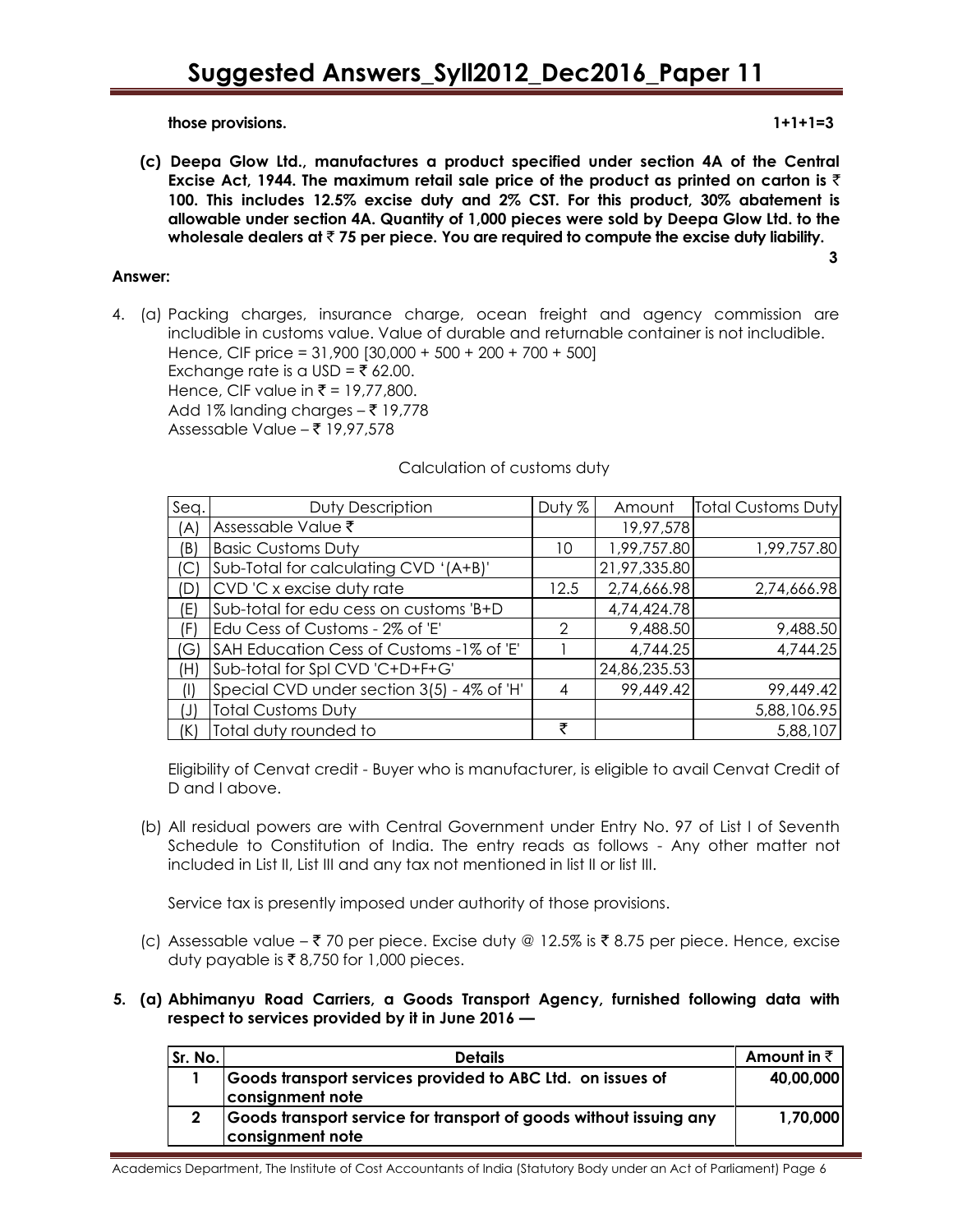**those provisions. 1+1+1=3**

**(c) Deepa Glow Ltd., manufactures a product specified under section 4A of the Central Excise Act, 1944. The maximum retail sale price of the product as printed on carton is ₹ 100. This includes 12.5% excise duty and 2% CST. For this product, 30% abatement is allowable under section 4A. Quantity of 1,000 pieces were sold by Deepa Glow Ltd. to the wholesale dealers at ₹ 75 per piece. You are required to compute the excise duty liability.**

**3**

**Answer:**

4. (a) Packing charges, insurance charge, ocean freight and agency commission are includible in customs value. Value of durable and returnable container is not includible.
Hence, CIF price = 31,900 [30,000 + 500 + 200 + 700 + 500]
Exchange rate is a USD = ₹ 62.00.
Hence, CIF value in ₹ = 19,77,800.
Add 1% landing charges – ₹ 19,778
Assessable Value – ₹ 19,97,578

Calculation of customs duty

| Seq. | Duty Description | Duty % | Amount | Total Customs Duty |
|---|---|---|---|---|
| (A) | Assessable Value ₹ | | 19,97,578 | |
| (B) | Basic Customs Duty | 10 | 1,99,757.80 | 1,99,757.80 |
| (C) | Sub-Total for calculating CVD '(A+B)' | | 21,97,335.80 | |
| (D) | CVD 'C x excise duty rate | 12.5 | 2,74,666.98 | 2,74,666.98 |
| (E) | Sub-total for edu cess on customs 'B+D | | 4,74,424.78 | |
| (F) | Edu Cess of Customs - 2% of 'E' | 2 | 9,488.50 | 9,488.50 |
| (G) | SAH Education Cess of Customs -1% of 'E' | 1 | 4,744.25 | 4,744.25 |
| (H) | Sub-total for Spl CVD 'C+D+F+G' | | 24,86,235.53 | |
| (I) | Special CVD under section 3(5) - 4% of 'H' | 4 | 99,449.42 | 99,449.42 |
| (J) | Total Customs Duty | | | 5,88,106.95 |
| (K) | Total duty rounded to | ₹ | | 5,88,107 |

Eligibility of Cenvat credit - Buyer who is manufacturer, is eligible to avail Cenvat Credit of D and I above.

(b) All residual powers are with Central Government under Entry No. 97 of List I of Seventh Schedule to Constitution of India. The entry reads as follows - Any other matter not included in List II, List III and any tax not mentioned in list II or list III.

Service tax is presently imposed under authority of those provisions.

(c) Assessable value – ₹ 70 per piece. Excise duty @ 12.5% is ₹ 8.75 per piece. Hence, excise duty payable is ₹ 8,750 for 1,000 pieces.

**5. (a) Abhimanyu Road Carriers, a Goods Transport Agency, furnished following data with respect to services provided by it in June 2016 —**

| Sr. No. | Details | Amount in ₹ |
|---|---|---|
| 1 | Goods transport services provided to ABC Ltd. on issues of consignment note | 40,00,000 |
| 2 | Goods transport service for transport of goods without issuing any consignment note | 1,70,000 |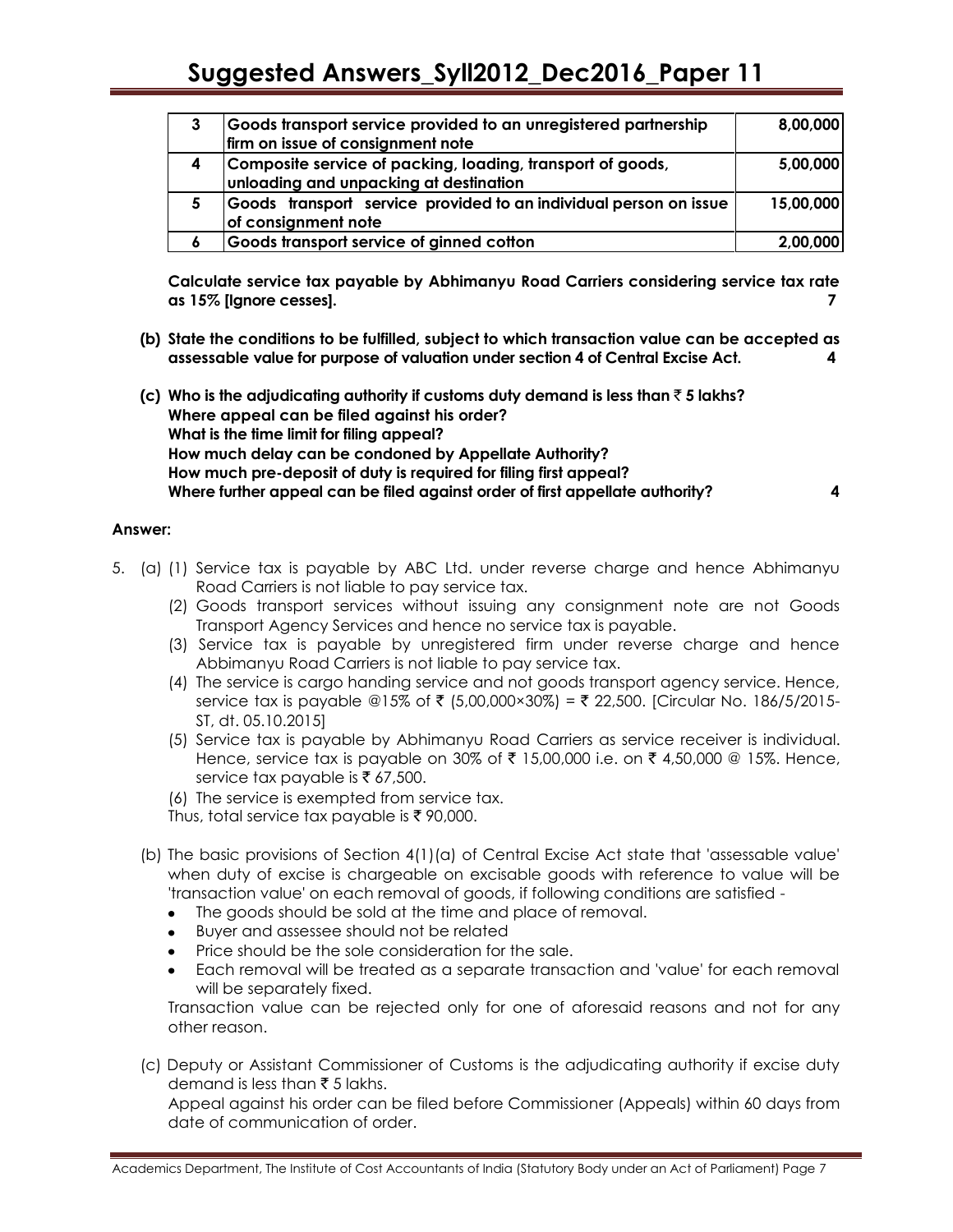| 3 | Goods transport service provided to an unregistered partnership firm on issue of consignment note | 8,00,000 |
|---|---|---|
| 4 | Composite service of packing, loading, transport of goods, unloading and unpacking at destination | 5,00,000 |
| 5 | Goods transport service provided to an individual person on issue of consignment note | 15,00,000 |
| 6 | Goods transport service of ginned cotton | 2,00,000 |

**Calculate service tax payable by Abhimanyu Road Carriers considering service tax rate as 15% [Ignore cesses].** **7**

**(b) State the conditions to be fulfilled, subject to which transaction value can be accepted as assessable value for purpose of valuation under section 4 of Central Excise Act.** **4**

**(c) Who is the adjudicating authority if customs duty demand is less than ₹ 5 lakhs?**
**Where appeal can be filed against his order?**
**What is the time limit for filing appeal?**
**How much delay can be condoned by Appellate Authority?**
**How much pre-deposit of duty is required for filing first appeal?**
**Where further appeal can be filed against order of first appellate authority?** **4**

**Answer:**

5. (a) (1) Service tax is payable by ABC Ltd. under reverse charge and hence Abhimanyu Road Carriers is not liable to pay service tax.

(2) Goods transport services without issuing any consignment note are not Goods Transport Agency Services and hence no service tax is payable.

(3) Service tax is payable by unregistered firm under reverse charge and hence Abbimanyu Road Carriers is not liable to pay service tax.

(4) The service is cargo handing service and not goods transport agency service. Hence, service tax is payable @15% of ₹ (5,00,000×30%) = ₹ 22,500. [Circular No. 186/5/2015-ST, dt. 05.10.2015]

(5) Service tax is payable by Abhimanyu Road Carriers as service receiver is individual. Hence, service tax is payable on 30% of ₹ 15,00,000 i.e. on ₹ 4,50,000 @ 15%. Hence, service tax payable is ₹ 67,500.

(6) The service is exempted from service tax.

Thus, total service tax payable is ₹ 90,000.

(b) The basic provisions of Section 4(1)(a) of Central Excise Act state that 'assessable value' when duty of excise is chargeable on excisable goods with reference to value will be 'transaction value' on each removal of goods, if following conditions are satisfied -

- The goods should be sold at the time and place of removal.
- Buyer and assessee should not be related
- Price should be the sole consideration for the sale.
- Each removal will be treated as a separate transaction and 'value' for each removal will be separately fixed.

Transaction value can be rejected only for one of aforesaid reasons and not for any other reason.

(c) Deputy or Assistant Commissioner of Customs is the adjudicating authority if excise duty demand is less than ₹ 5 lakhs.

Appeal against his order can be filed before Commissioner (Appeals) within 60 days from date of communication of order.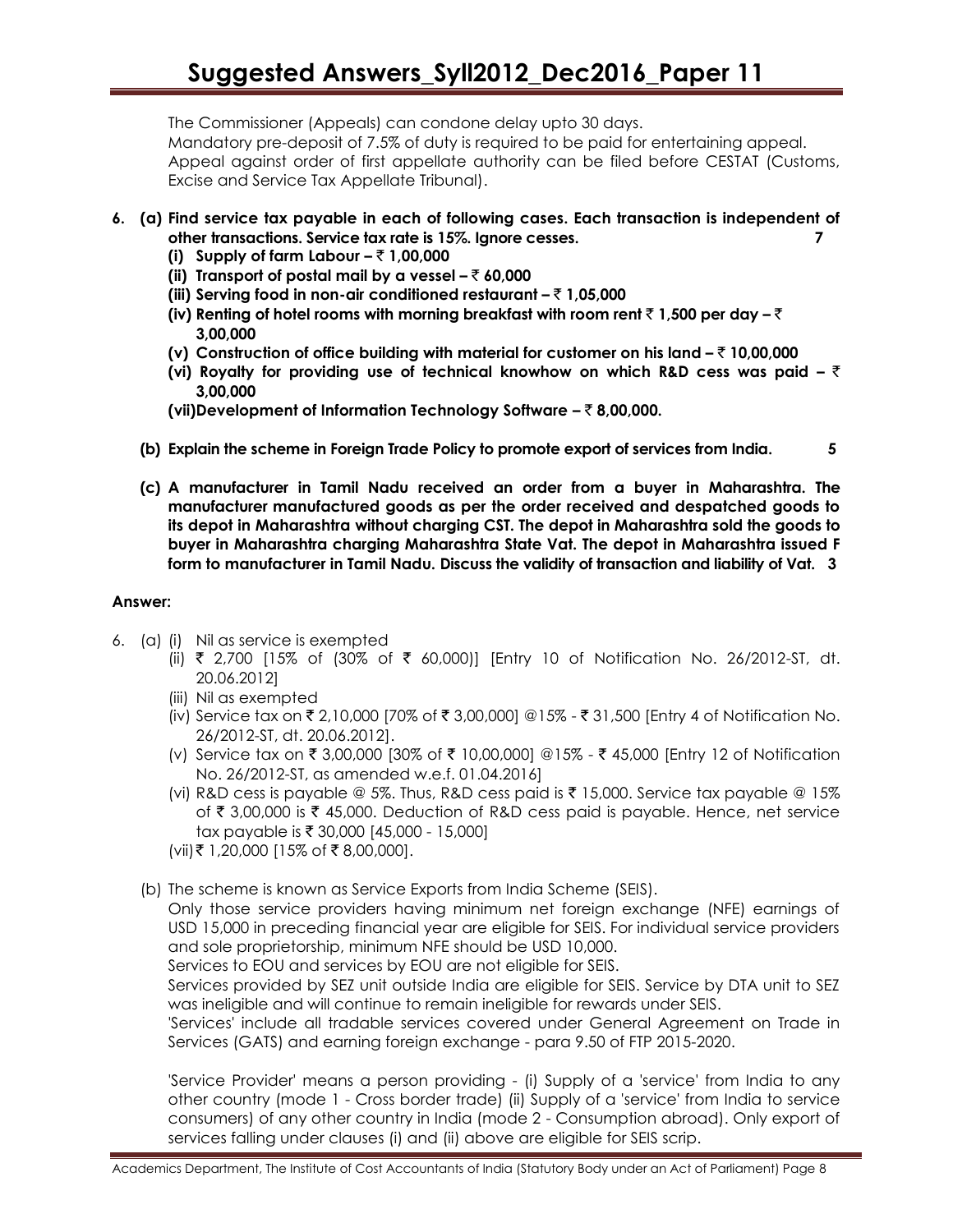The Commissioner (Appeals) can condone delay upto 30 days.
Mandatory pre-deposit of 7.5% of duty is required to be paid for entertaining appeal.
Appeal against order of first appellate authority can be filed before CESTAT (Customs, Excise and Service Tax Appellate Tribunal).

**6. (a) Find service tax payable in each of following cases. Each transaction is independent of other transactions. Service tax rate is 15%. Ignore cesses. 7**

**(i) Supply of farm Labour – ₹ 1,00,000**

**(ii) Transport of postal mail by a vessel – ₹ 60,000**

**(iii) Serving food in non-air conditioned restaurant – ₹ 1,05,000**

**(iv) Renting of hotel rooms with morning breakfast with room rent ₹ 1,500 per day – ₹ 3,00,000**

**(v) Construction of office building with material for customer on his land – ₹ 10,00,000**

**(vi) Royalty for providing use of technical knowhow on which R&D cess was paid – ₹ 3,00,000**

**(vii) Development of Information Technology Software – ₹ 8,00,000.**

**(b) Explain the scheme in Foreign Trade Policy to promote export of services from India. 5**

**(c) A manufacturer in Tamil Nadu received an order from a buyer in Maharashtra. The manufacturer manufactured goods as per the order received and despatched goods to its depot in Maharashtra without charging CST. The depot in Maharashtra sold the goods to buyer in Maharashtra charging Maharashtra State Vat. The depot in Maharashtra issued F form to manufacturer in Tamil Nadu. Discuss the validity of transaction and liability of Vat. 3**

**Answer:**

6. (a) (i) Nil as service is exempted

(ii) ₹ 2,700 [15% of (30% of ₹ 60,000)] [Entry 10 of Notification No. 26/2012-ST, dt. 20.06.2012]

(iii) Nil as exempted

(iv) Service tax on ₹ 2,10,000 [70% of ₹ 3,00,000] @15% - ₹ 31,500 [Entry 4 of Notification No. 26/2012-ST, dt. 20.06.2012].

(v) Service tax on ₹ 3,00,000 [30% of ₹ 10,00,000] @15% - ₹ 45,000 [Entry 12 of Notification No. 26/2012-ST, as amended w.e.f. 01.04.2016]

(vi) R&D cess is payable @ 5%. Thus, R&D cess paid is ₹ 15,000. Service tax payable @ 15% of ₹ 3,00,000 is ₹ 45,000. Deduction of R&D cess paid is payable. Hence, net service tax payable is ₹ 30,000 [45,000 - 15,000]

(vii) ₹ 1,20,000 [15% of ₹ 8,00,000].

(b) The scheme is known as Service Exports from India Scheme (SEIS).

Only those service providers having minimum net foreign exchange (NFE) earnings of USD 15,000 in preceding financial year are eligible for SEIS. For individual service providers and sole proprietorship, minimum NFE should be USD 10,000.

Services to EOU and services by EOU are not eligible for SEIS.

Services provided by SEZ unit outside India are eligible for SEIS. Service by DTA unit to SEZ was ineligible and will continue to remain ineligible for rewards under SEIS.

'Services' include all tradable services covered under General Agreement on Trade in Services (GATS) and earning foreign exchange - para 9.50 of FTP 2015-2020.

'Service Provider' means a person providing - (i) Supply of a 'service' from India to any other country (mode 1 - Cross border trade) (ii) Supply of a 'service' from India to service consumers) of any other country in India (mode 2 - Consumption abroad). Only export of services falling under clauses (i) and (ii) above are eligible for SEIS scrip.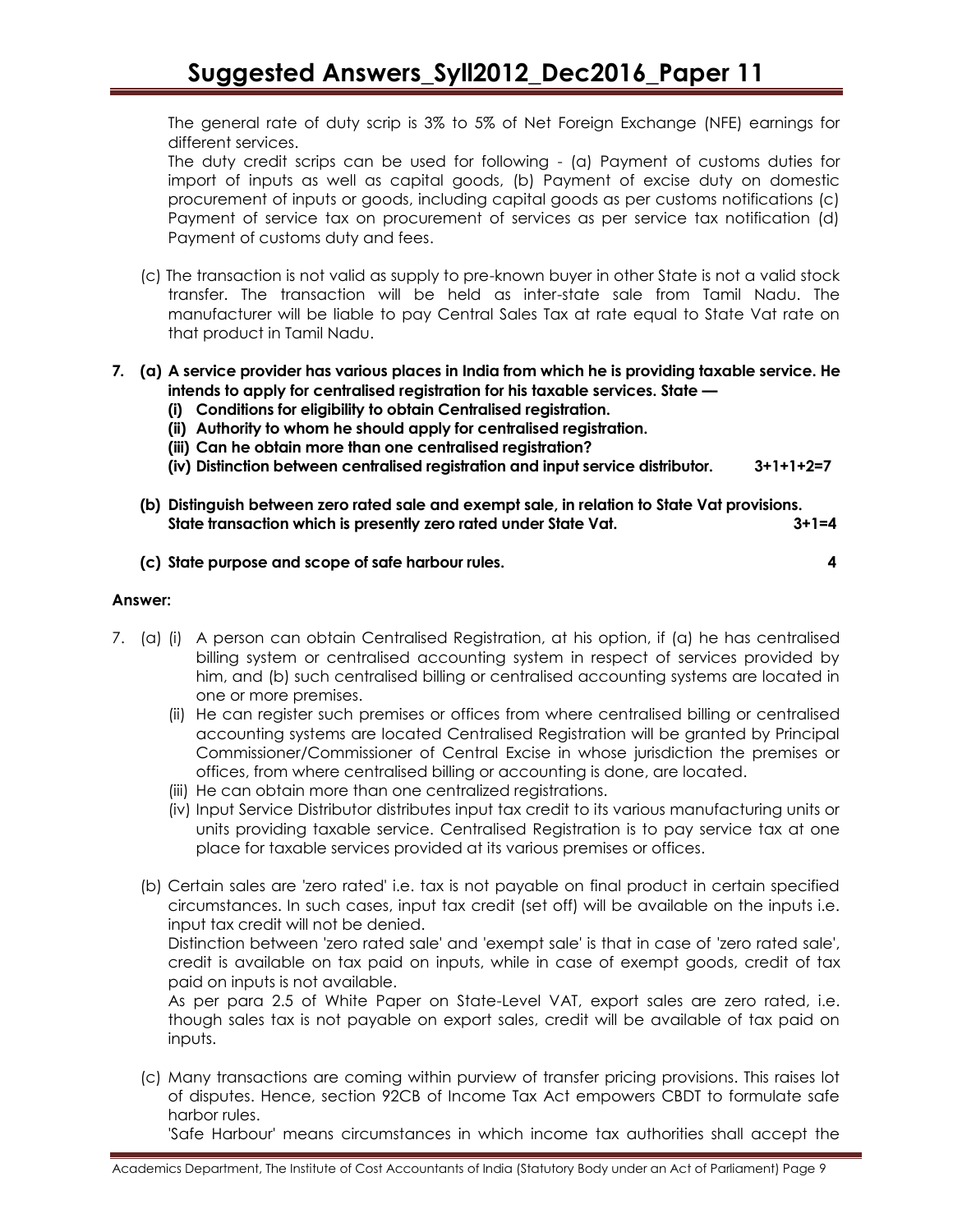The general rate of duty scrip is 3% to 5% of Net Foreign Exchange (NFE) earnings for different services.

The duty credit scrips can be used for following - (a) Payment of customs duties for import of inputs as well as capital goods, (b) Payment of excise duty on domestic procurement of inputs or goods, including capital goods as per customs notifications (c) Payment of service tax on procurement of services as per service tax notification (d) Payment of customs duty and fees.

(c) The transaction is not valid as supply to pre-known buyer in other State is not a valid stock transfer. The transaction will be held as inter-state sale from Tamil Nadu. The manufacturer will be liable to pay Central Sales Tax at rate equal to State Vat rate on that product in Tamil Nadu.

**7. (a) A service provider has various places in India from which he is providing taxable service. He intends to apply for centralised registration for his taxable services. State —**

**(i) Conditions for eligibility to obtain Centralised registration.**

**(ii) Authority to whom he should apply for centralised registration.**

**(iii) Can he obtain more than one centralised registration?**

**(iv) Distinction between centralised registration and input service distributor. 3+1+1+2=7**

**(b) Distinguish between zero rated sale and exempt sale, in relation to State Vat provisions. State transaction which is presently zero rated under State Vat. 3+1=4**

**(c) State purpose and scope of safe harbour rules. 4**

**Answer:**

7. (a) (i) A person can obtain Centralised Registration, at his option, if (a) he has centralised billing system or centralised accounting system in respect of services provided by him, and (b) such centralised billing or centralised accounting systems are located in one or more premises.

(ii) He can register such premises or offices from where centralised billing or centralised accounting systems are located Centralised Registration will be granted by Principal Commissioner/Commissioner of Central Excise in whose jurisdiction the premises or offices, from where centralised billing or accounting is done, are located.

(iii) He can obtain more than one centralized registrations.

(iv) Input Service Distributor distributes input tax credit to its various manufacturing units or units providing taxable service. Centralised Registration is to pay service tax at one place for taxable services provided at its various premises or offices.

(b) Certain sales are 'zero rated' i.e. tax is not payable on final product in certain specified circumstances. In such cases, input tax credit (set off) will be available on the inputs i.e. input tax credit will not be denied.

Distinction between 'zero rated sale' and 'exempt sale' is that in case of 'zero rated sale', credit is available on tax paid on inputs, while in case of exempt goods, credit of tax paid on inputs is not available.

As per para 2.5 of White Paper on State-Level VAT, export sales are zero rated, i.e. though sales tax is not payable on export sales, credit will be available of tax paid on inputs.

(c) Many transactions are coming within purview of transfer pricing provisions. This raises lot of disputes. Hence, section 92CB of Income Tax Act empowers CBDT to formulate safe harbor rules.

'Safe Harbour' means circumstances in which income tax authorities shall accept the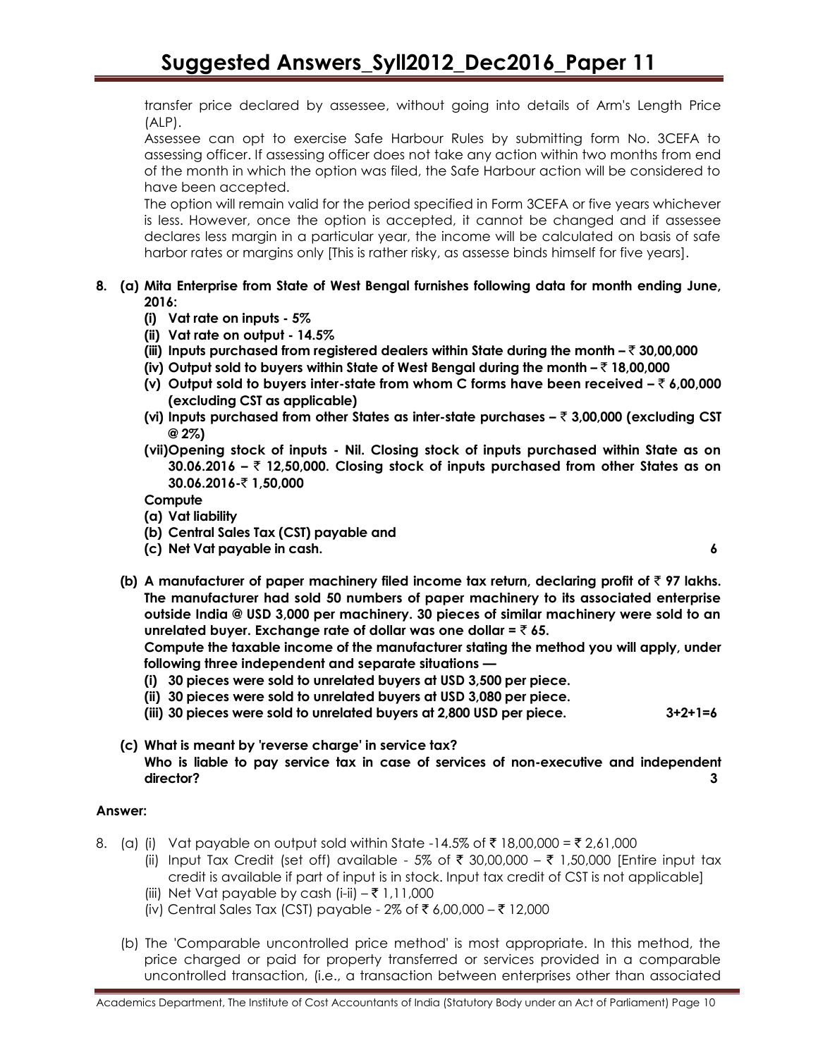transfer price declared by assessee, without going into details of Arm's Length Price (ALP).

Assessee can opt to exercise Safe Harbour Rules by submitting form No. 3CEFA to assessing officer. If assessing officer does not take any action within two months from end of the month in which the option was filed, the Safe Harbour action will be considered to have been accepted.

The option will remain valid for the period specified in Form 3CEFA or five years whichever is less. However, once the option is accepted, it cannot be changed and if assessee declares less margin in a particular year, the income will be calculated on basis of safe harbor rates or margins only [This is rather risky, as assesse binds himself for five years].

**8. (a) Mita Enterprise from State of West Bengal furnishes following data for month ending June, 2016:**

**(i) Vat rate on inputs - 5%**

**(ii) Vat rate on output - 14.5%**

**(iii) Inputs purchased from registered dealers within State during the month – ₹ 30,00,000**

**(iv) Output sold to buyers within State of West Bengal during the month – ₹ 18,00,000**

**(v) Output sold to buyers inter-state from whom C forms have been received – ₹ 6,00,000 (excluding CST as applicable)**

**(vi) Inputs purchased from other States as inter-state purchases – ₹ 3,00,000 (excluding CST @ 2%)**

**(vii) Opening stock of inputs - Nil. Closing stock of inputs purchased within State as on 30.06.2016 – ₹ 12,50,000. Closing stock of inputs purchased from other States as on 30.06.2016-₹ 1,50,000**

**Compute**

**(a) Vat liability**

**(b) Central Sales Tax (CST) payable and**

**(c) Net Vat payable in cash.** **6**

**(b) A manufacturer of paper machinery filed income tax return, declaring profit of ₹ 97 lakhs. The manufacturer had sold 50 numbers of paper machinery to its associated enterprise outside India @ USD 3,000 per machinery. 30 pieces of similar machinery were sold to an unrelated buyer. Exchange rate of dollar was one dollar = ₹ 65.**

**Compute the taxable income of the manufacturer stating the method you will apply, under following three independent and separate situations —**

**(i) 30 pieces were sold to unrelated buyers at USD 3,500 per piece.**

**(ii) 30 pieces were sold to unrelated buyers at USD 3,080 per piece.**

**(iii) 30 pieces were sold to unrelated buyers at 2,800 USD per piece.** **3+2+1=6**

**(c) What is meant by 'reverse charge' in service tax?**

**Who is liable to pay service tax in case of services of non-executive and independent director?** **3**

**Answer:**

8. (a) (i) Vat payable on output sold within State -14.5% of ₹ 18,00,000 = ₹ 2,61,000

(ii) Input Tax Credit (set off) available - 5% of ₹ 30,00,000 – ₹ 1,50,000 [Entire input tax credit is available if part of input is in stock. Input tax credit of CST is not applicable]

(iii) Net Vat payable by cash (i-ii) – ₹ 1,11,000

(iv) Central Sales Tax (CST) payable - 2% of ₹ 6,00,000 – ₹ 12,000

(b) The 'Comparable uncontrolled price method' is most appropriate. In this method, the price charged or paid for property transferred or services provided in a comparable uncontrolled transaction, (i.e., a transaction between enterprises other than associated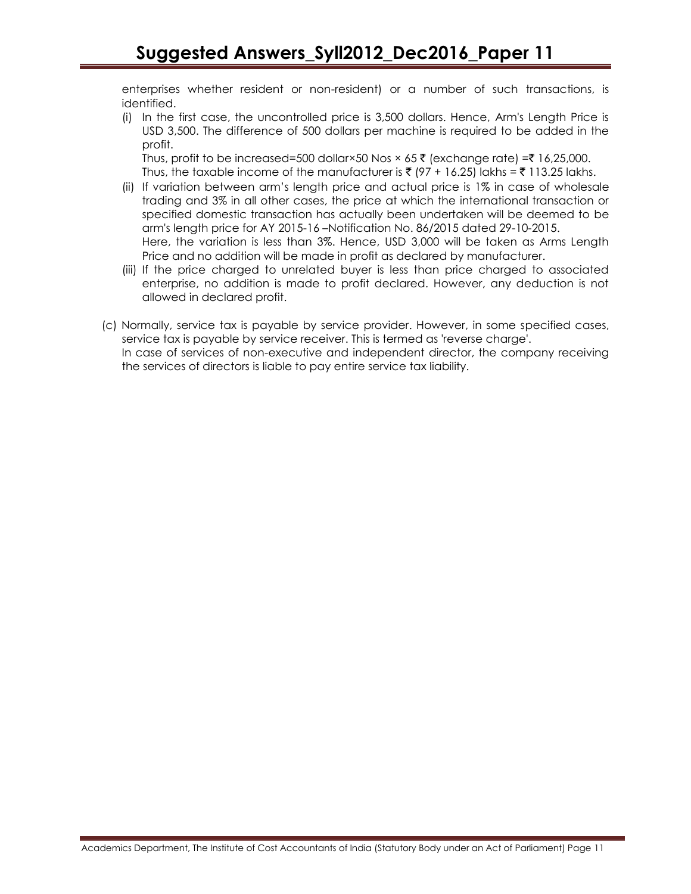enterprises whether resident or non-resident) or a number of such transactions, is identified.

(i) In the first case, the uncontrolled price is 3,500 dollars. Hence, Arm's Length Price is USD 3,500. The difference of 500 dollars per machine is required to be added in the profit.

Thus, profit to be increased=500 dollar×50 Nos × 65 ₹ (exchange rate) =₹ 16,25,000.

Thus, the taxable income of the manufacturer is ₹ (97 + 16.25) lakhs = ₹ 113.25 lakhs.

(ii) If variation between arm's length price and actual price is 1% in case of wholesale trading and 3% in all other cases, the price at which the international transaction or specified domestic transaction has actually been undertaken will be deemed to be arm's length price for AY 2015-16 –Notification No. 86/2015 dated 29-10-2015.

Here, the variation is less than 3%. Hence, USD 3,000 will be taken as Arms Length Price and no addition will be made in profit as declared by manufacturer.

(iii) If the price charged to unrelated buyer is less than price charged to associated enterprise, no addition is made to profit declared. However, any deduction is not allowed in declared profit.

(c) Normally, service tax is payable by service provider. However, in some specified cases, service tax is payable by service receiver. This is termed as 'reverse charge'.

In case of services of non-executive and independent director, the company receiving the services of directors is liable to pay entire service tax liability.